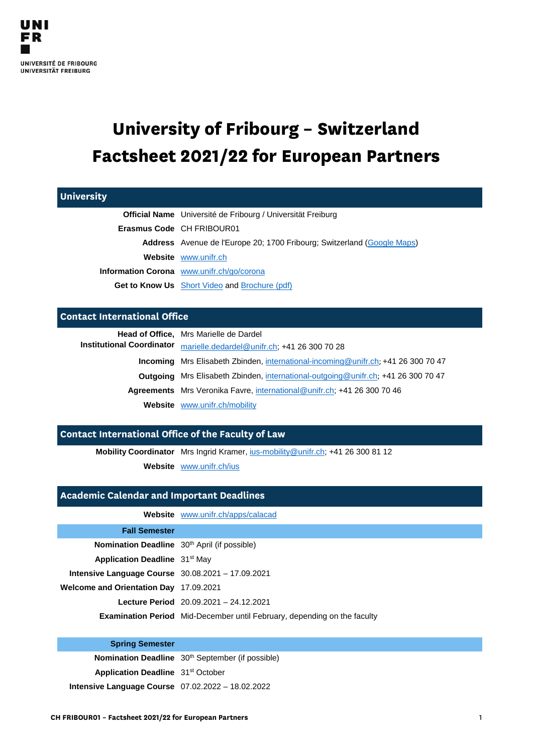UNI
FR

UNIVERSITÉ DE FRIBOURG
UNIVERSITÄT FREIBURG

# University of Fribourg – Switzerland
# Factsheet 2021/22 for European Partners

## University

| | |
|---|---|
| **Official Name** | Université de Fribourg / Universität Freiburg |
| **Erasmus Code** | CH FRIBOUR01 |
| **Address** | Avenue de l'Europe 20; 1700 Fribourg; Switzerland (Google Maps) |
| **Website** | www.unifr.ch |
| **Information Corona** | www.unifr.ch/go/corona |
| **Get to Know Us** | Short Video and Brochure (pdf) |

## Contact International Office

| | |
|---|---|
| **Head of Office, Institutional Coordinator** | Mrs Marielle de Dardel<br>marielle.dedardel@unifr.ch; +41 26 300 70 28 |
| **Incoming** | Mrs Elisabeth Zbinden, international-incoming@unifr.ch; +41 26 300 70 47 |
| **Outgoing** | Mrs Elisabeth Zbinden, international-outgoing@unifr.ch; +41 26 300 70 47 |
| **Agreements** | Mrs Veronika Favre, international@unifr.ch; +41 26 300 70 46 |
| **Website** | www.unifr.ch/mobility |

## Contact International Office of the Faculty of Law

| | |
|---|---|
| **Mobility Coordinator** | Mrs Ingrid Kramer, ius-mobility@unifr.ch; +41 26 300 81 12 |
| **Website** | www.unifr.ch/ius |

## Academic Calendar and Important Deadlines

| | |
|---|---|
| **Website** | www.unifr.ch/apps/calacad |
| **Fall Semester** | |
| **Nomination Deadline** | 30th April (if possible) |
| **Application Deadline** | 31st May |
| **Intensive Language Course** | 30.08.2021 – 17.09.2021 |
| **Welcome and Orientation Day** | 17.09.2021 |
| **Lecture Period** | 20.09.2021 – 24.12.2021 |
| **Examination Period** | Mid-December until February, depending on the faculty |
| **Spring Semester** | |
| **Nomination Deadline** | 30th September (if possible) |
| **Application Deadline** | 31st October |
| **Intensive Language Course** | 07.02.2022 – 18.02.2022 |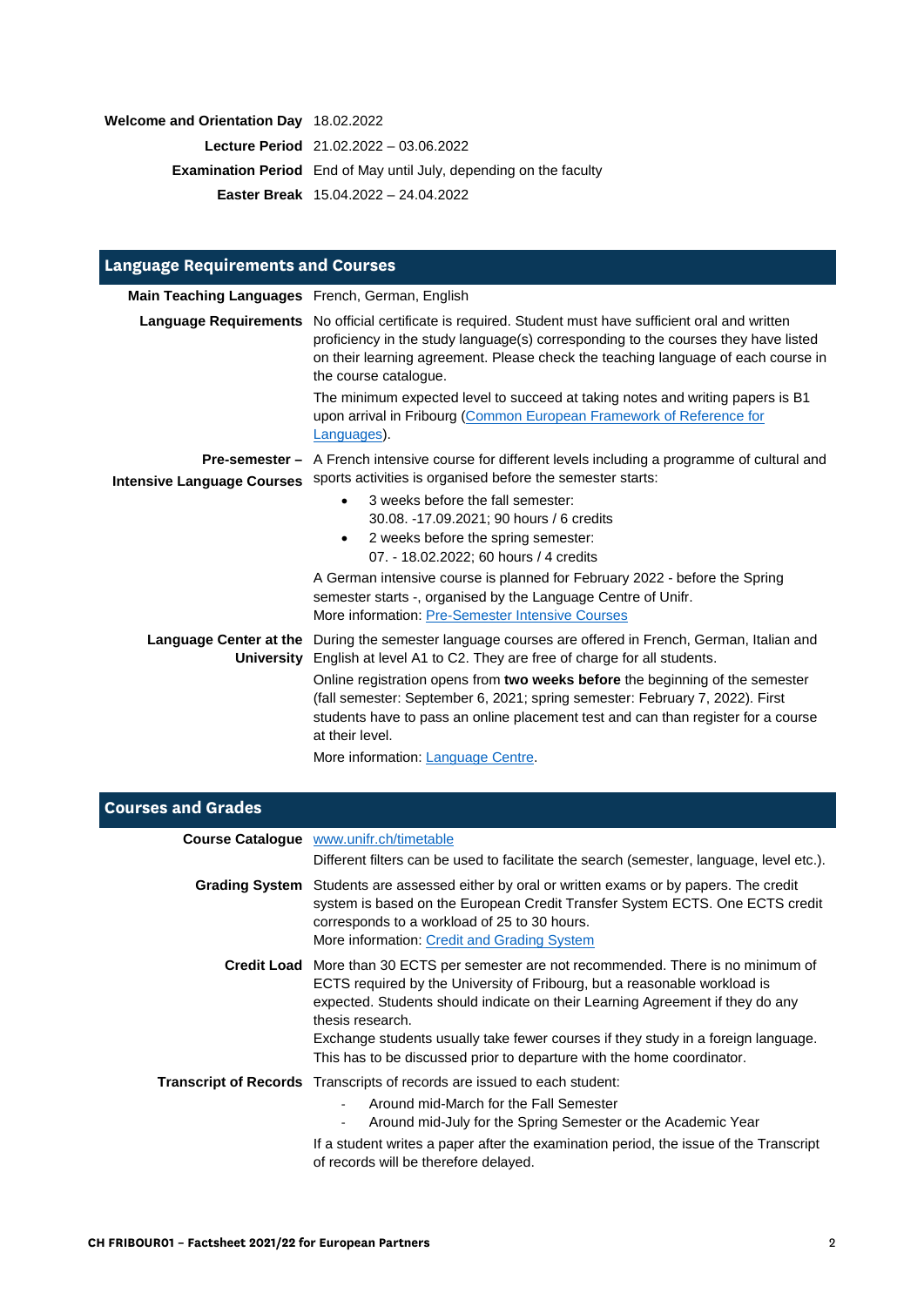| | |
|---|---|
| **Welcome and Orientation Day** | 18.02.2022 |
| **Lecture Period** | 21.02.2022 – 03.06.2022 |
| **Examination Period** | End of May until July, depending on the faculty |
| **Easter Break** | 15.04.2022 – 24.04.2022 |

## Language Requirements and Courses

**Main Teaching Languages**
French, German, English

**Language Requirements**
No official certificate is required. Student must have sufficient oral and written proficiency in the study language(s) corresponding to the courses they have listed on their learning agreement. Please check the teaching language of each course in the course catalogue.

The minimum expected level to succeed at taking notes and writing papers is B1 upon arrival in Fribourg (Common European Framework of Reference for Languages).

**Pre-semester – Intensive Language Courses**
A French intensive course for different levels including a programme of cultural and sports activities is organised before the semester starts:

- 3 weeks before the fall semester:
  30.08. -17.09.2021; 90 hours / 6 credits
- 2 weeks before the spring semester:
  07. - 18.02.2022; 60 hours / 4 credits

A German intensive course is planned for February 2022 - before the Spring semester starts -, organised by the Language Centre of Unifr.
More information: Pre-Semester Intensive Courses

**Language Center at the University**
During the semester language courses are offered in French, German, Italian and English at level A1 to C2. They are free of charge for all students.

Online registration opens from **two weeks before** the beginning of the semester (fall semester: September 6, 2021; spring semester: February 7, 2022). First students have to pass an online placement test and can than register for a course at their level.

More information: Language Centre.

## Courses and Grades

**Course Catalogue**
www.unifr.ch/timetable
Different filters can be used to facilitate the search (semester, language, level etc.).

**Grading System**
Students are assessed either by oral or written exams or by papers. The credit system is based on the European Credit Transfer System ECTS. One ECTS credit corresponds to a workload of 25 to 30 hours.
More information: Credit and Grading System

**Credit Load**
More than 30 ECTS per semester are not recommended. There is no minimum of ECTS required by the University of Fribourg, but a reasonable workload is expected. Students should indicate on their Learning Agreement if they do any thesis research.
Exchange students usually take fewer courses if they study in a foreign language. This has to be discussed prior to departure with the home coordinator.

**Transcript of Records**
Transcripts of records are issued to each student:

- Around mid-March for the Fall Semester
- Around mid-July for the Spring Semester or the Academic Year

If a student writes a paper after the examination period, the issue of the Transcript of records will be therefore delayed.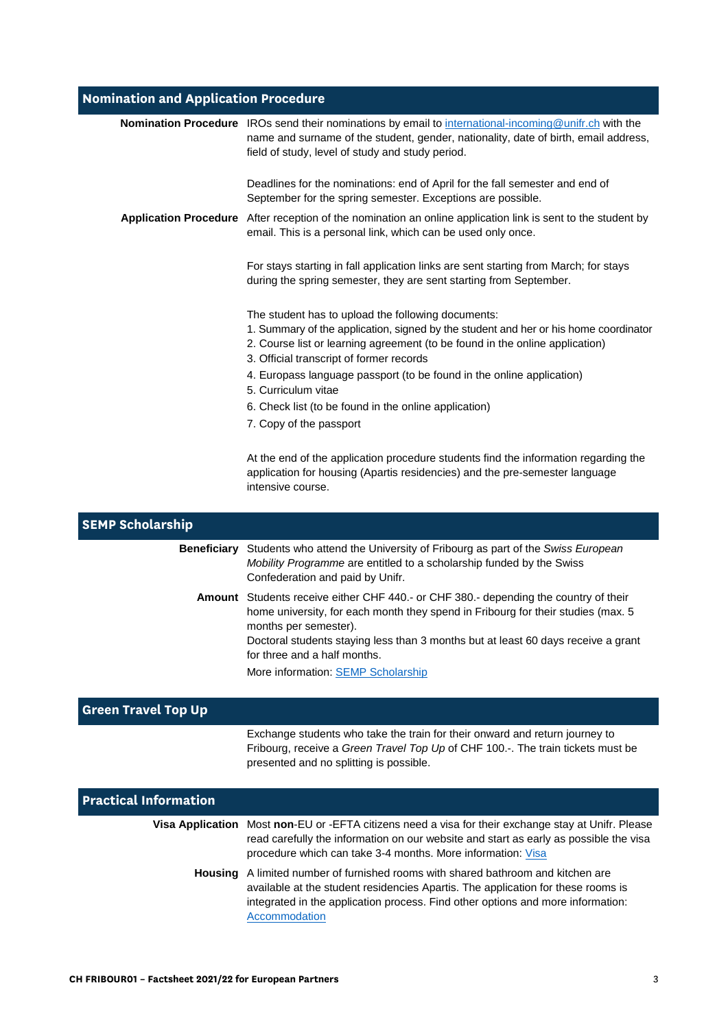## Nomination and Application Procedure

**Nomination Procedure**

IROs send their nominations by email to international-incoming@unifr.ch with the name and surname of the student, gender, nationality, date of birth, email address, field of study, level of study and study period.

Deadlines for the nominations: end of April for the fall semester and end of September for the spring semester. Exceptions are possible.

**Application Procedure**

After reception of the nomination an online application link is sent to the student by email. This is a personal link, which can be used only once.

For stays starting in fall application links are sent starting from March; for stays during the spring semester, they are sent starting from September.

The student has to upload the following documents:

1. Summary of the application, signed by the student and her or his home coordinator
2. Course list or learning agreement (to be found in the online application)
3. Official transcript of former records
4. Europass language passport (to be found in the online application)
5. Curriculum vitae
6. Check list (to be found in the online application)
7. Copy of the passport

At the end of the application procedure students find the information regarding the application for housing (Apartis residencies) and the pre-semester language intensive course.

## SEMP Scholarship

**Beneficiary**

Students who attend the University of Fribourg as part of the *Swiss European Mobility Programme* are entitled to a scholarship funded by the Swiss Confederation and paid by Unifr.

**Amount**

Students receive either CHF 440.- or CHF 380.- depending the country of their home university, for each month they spend in Fribourg for their studies (max. 5 months per semester).
Doctoral students staying less than 3 months but at least 60 days receive a grant for three and a half months.

More information: [SEMP Scholarship]

## Green Travel Top Up

Exchange students who take the train for their onward and return journey to Fribourg, receive a *Green Travel Top Up* of CHF 100.-. The train tickets must be presented and no splitting is possible.

## Practical Information

**Visa Application**

Most **non**-EU or -EFTA citizens need a visa for their exchange stay at Unifr. Please read carefully the information on our website and start as early as possible the visa procedure which can take 3-4 months. More information: [Visa]

**Housing**

A limited number of furnished rooms with shared bathroom and kitchen are available at the student residencies Apartis. The application for these rooms is integrated in the application process. Find other options and more information: [Accommodation]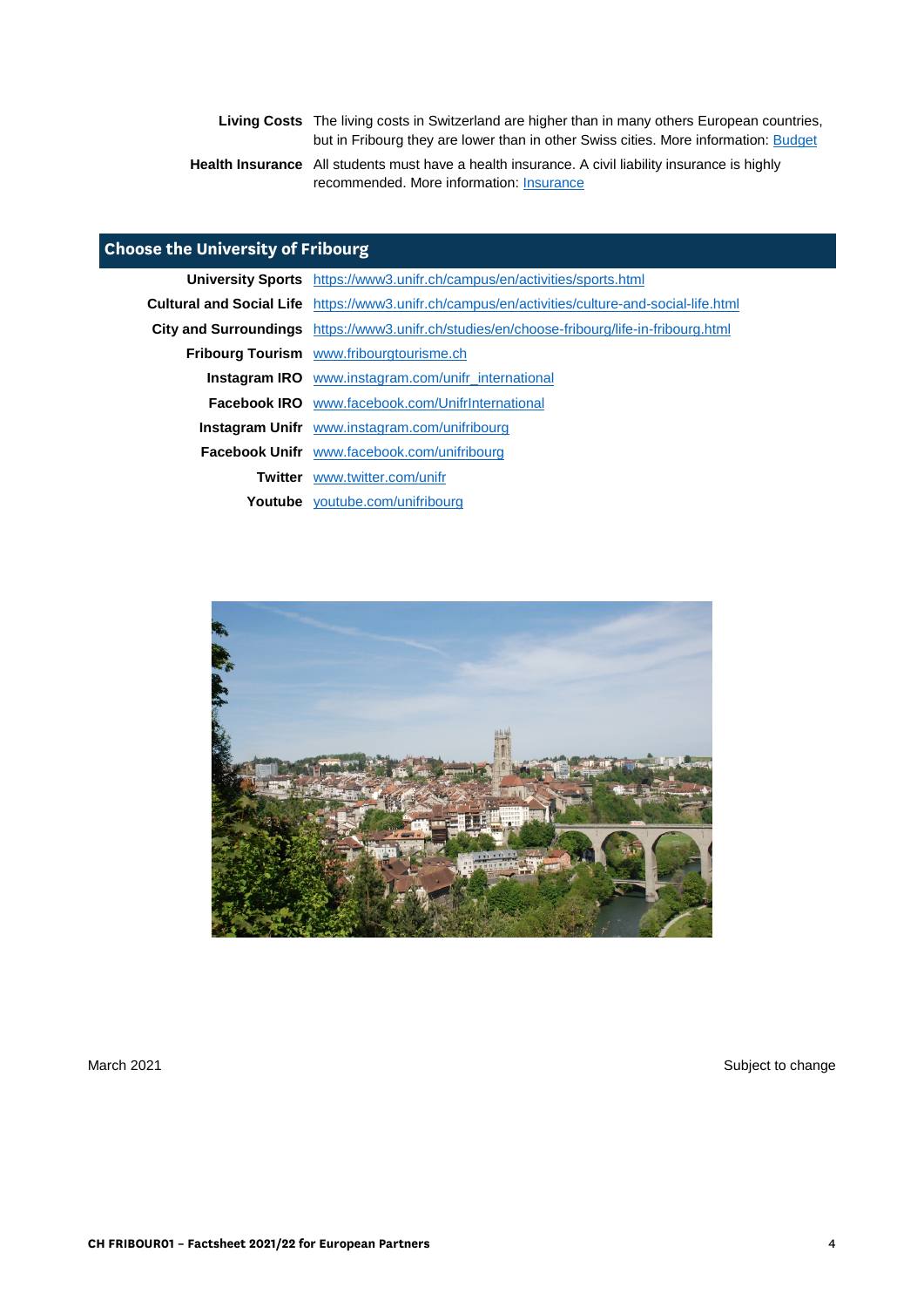**Living Costs** The living costs in Switzerland are higher than in many others European countries, but in Fribourg they are lower than in other Swiss cities. More information: Budget

**Health Insurance** All students must have a health insurance. A civil liability insurance is highly recommended. More information: Insurance

## Choose the University of Fribourg

| | |
|---|---|
| **University Sports** | https://www3.unifr.ch/campus/en/activities/sports.html |
| **Cultural and Social Life** | https://www3.unifr.ch/campus/en/activities/culture-and-social-life.html |
| **City and Surroundings** | https://www3.unifr.ch/studies/en/choose-fribourg/life-in-fribourg.html |
| **Fribourg Tourism** | www.fribourgtourisme.ch |
| **Instagram IRO** | www.instagram.com/unifr_international |
| **Facebook IRO** | www.facebook.com/UnifrInternational |
| **Instagram Unifr** | www.instagram.com/unifribourg |
| **Facebook Unifr** | www.facebook.com/unifribourg |
| **Twitter** | www.twitter.com/unifr |
| **Youtube** | youtube.com/unifribourg |

March 2021 Subject to change